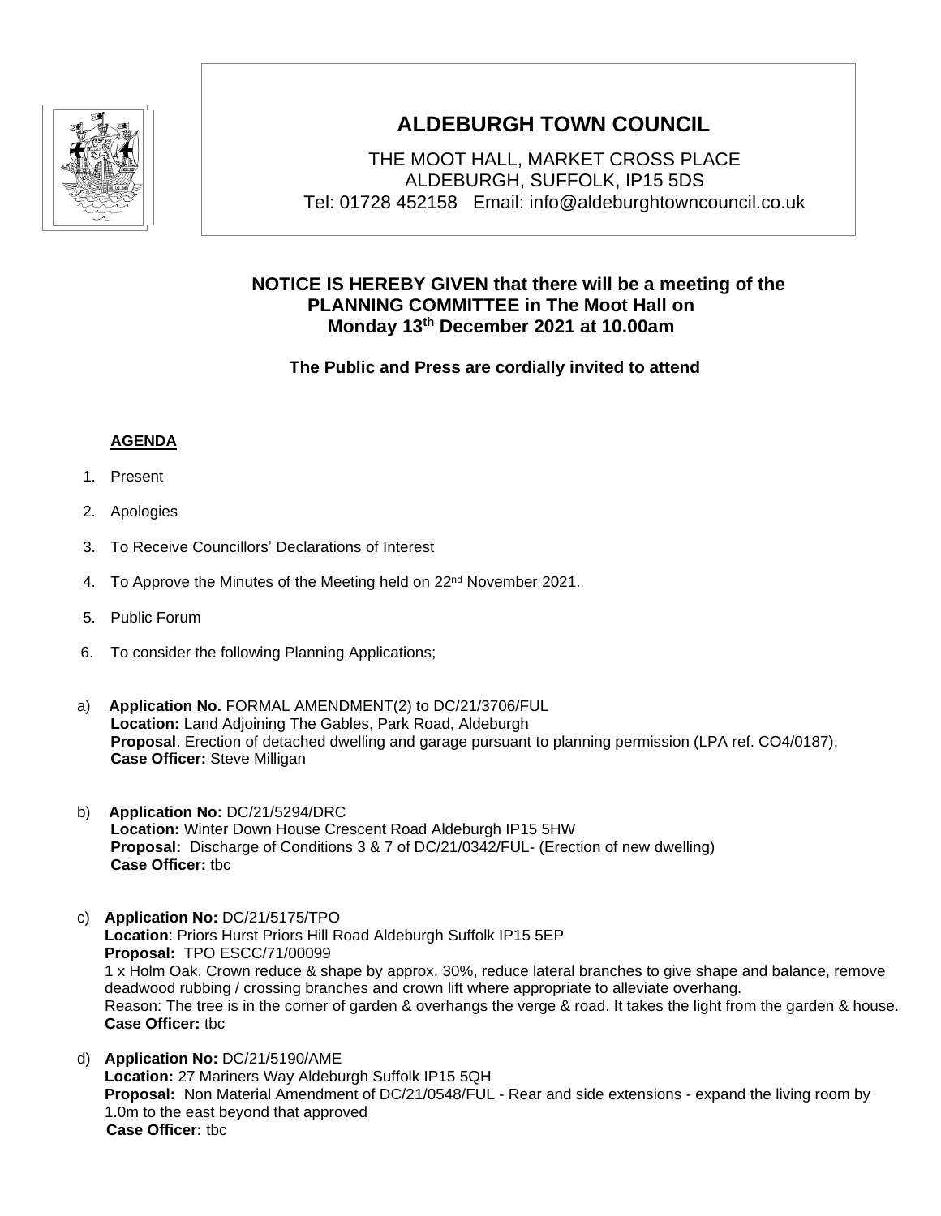# ALDEBURGH TOWN COUNCIL

THE MOOT HALL, MARKET CROSS PLACE
ALDEBURGH, SUFFOLK, IP15 5DS
Tel: 01728 452158 Email: info@aldeburghtowncouncil.co.uk

**NOTICE IS HEREBY GIVEN that there will be a meeting of the PLANNING COMMITTEE in The Moot Hall on Monday 13th December 2021 at 10.00am**

**The Public and Press are cordially invited to attend**

**AGENDA**

1. Present
2. Apologies
3. To Receive Councillors' Declarations of Interest
4. To Approve the Minutes of the Meeting held on 22nd November 2021.
5. Public Forum
6. To consider the following Planning Applications;

a) **Application No.** FORMAL AMENDMENT(2) to DC/21/3706/FUL
**Location:** Land Adjoining The Gables, Park Road, Aldeburgh
**Proposal**. Erection of detached dwelling and garage pursuant to planning permission (LPA ref. CO4/0187).
**Case Officer:** Steve Milligan

b) **Application No:** DC/21/5294/DRC
**Location:** Winter Down House Crescent Road Aldeburgh IP15 5HW
**Proposal:** Discharge of Conditions 3 & 7 of DC/21/0342/FUL- (Erection of new dwelling)
**Case Officer:** tbc

c) **Application No:** DC/21/5175/TPO
**Location**: Priors Hurst Priors Hill Road Aldeburgh Suffolk IP15 5EP
**Proposal:** TPO ESCC/71/00099
1 x Holm Oak. Crown reduce & shape by approx. 30%, reduce lateral branches to give shape and balance, remove deadwood rubbing / crossing branches and crown lift where appropriate to alleviate overhang.
Reason: The tree is in the corner of garden & overhangs the verge & road. It takes the light from the garden & house.
**Case Officer:** tbc

d) **Application No:** DC/21/5190/AME
**Location:** 27 Mariners Way Aldeburgh Suffolk IP15 5QH
**Proposal:** Non Material Amendment of DC/21/0548/FUL - Rear and side extensions - expand the living room by 1.0m to the east beyond that approved
**Case Officer:** tbc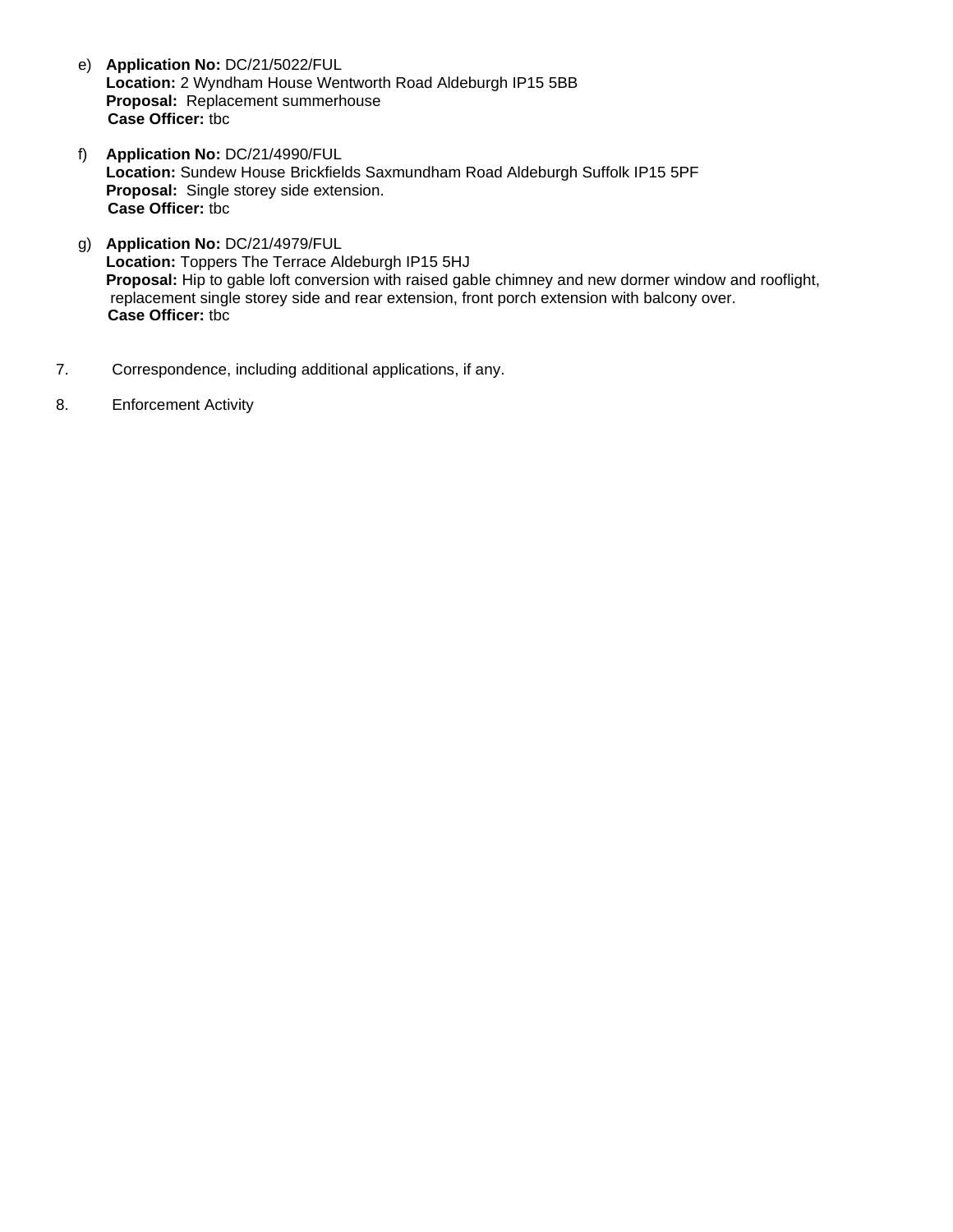e) **Application No:** DC/21/5022/FUL
**Location:** 2 Wyndham House Wentworth Road Aldeburgh IP15 5BB
**Proposal:** Replacement summerhouse
**Case Officer:** tbc

f) **Application No:** DC/21/4990/FUL
**Location:** Sundew House Brickfields Saxmundham Road Aldeburgh Suffolk IP15 5PF
**Proposal:** Single storey side extension.
**Case Officer:** tbc

g) **Application No:** DC/21/4979/FUL
**Location:** Toppers The Terrace Aldeburgh IP15 5HJ
**Proposal:** Hip to gable loft conversion with raised gable chimney and new dormer window and rooflight, replacement single storey side and rear extension, front porch extension with balcony over.
**Case Officer:** tbc

7. Correspondence, including additional applications, if any.

8. Enforcement Activity